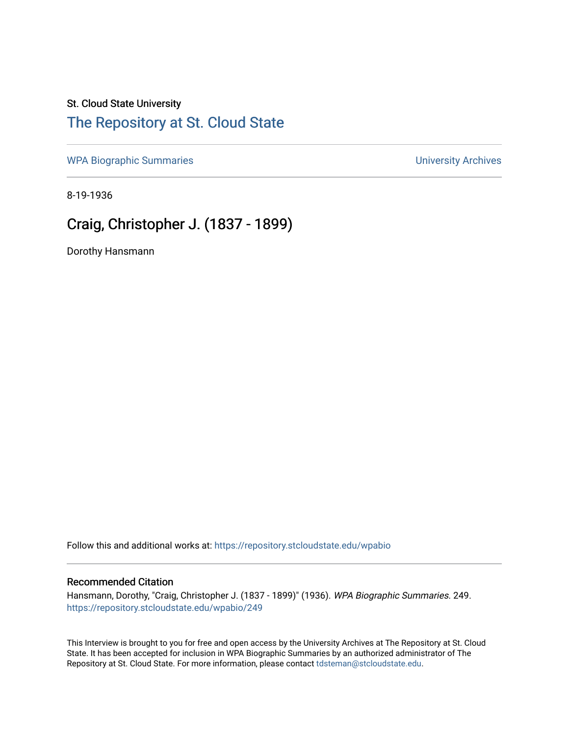St. Cloud State University

# The Repository at St. Cloud State

WPA Biographic Summaries University Archives

8-19-1936

## Craig, Christopher J. (1837 - 1899)

Dorothy Hansmann

Follow this and additional works at: https://repository.stcloudstate.edu/wpabio

### Recommended Citation

Hansmann, Dorothy, "Craig, Christopher J. (1837 - 1899)" (1936). *WPA Biographic Summaries*. 249.
https://repository.stcloudstate.edu/wpabio/249

This Interview is brought to you for free and open access by the University Archives at The Repository at St. Cloud State. It has been accepted for inclusion in WPA Biographic Summaries by an authorized administrator of The Repository at St. Cloud State. For more information, please contact tdsteman@stcloudstate.edu.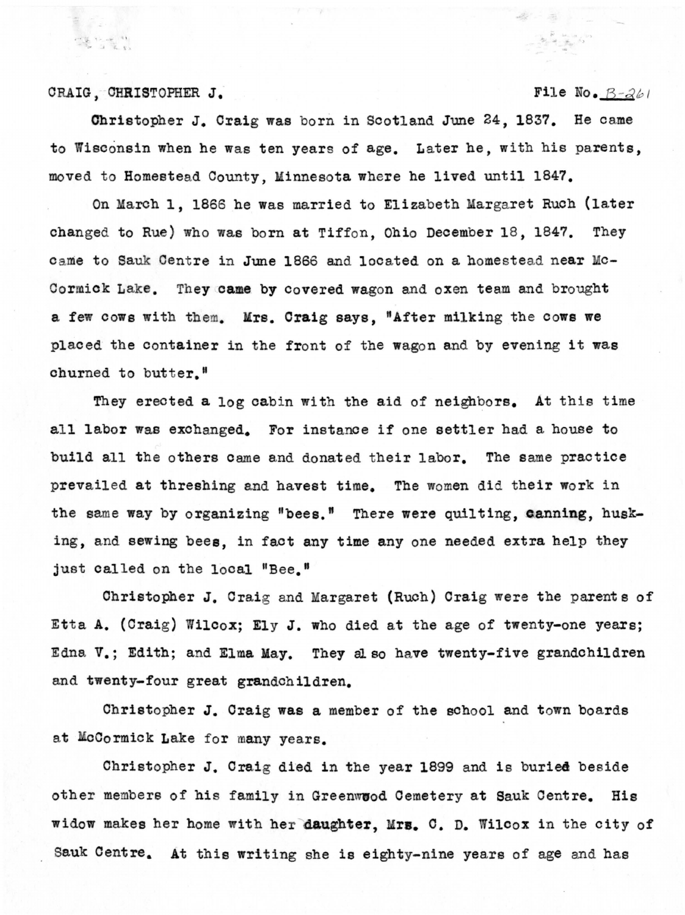CRAIG, CHRISTOPHER J. File No. B-261

Christopher J. Craig was born in Scotland June 24, 1837. He came to Wisconsin when he was ten years of age. Later he, with his parents, moved to Homestead County, Minnesota where he lived until 1847.

On March 1, 1866 he was married to Elizabeth Margaret Ruch (later changed to Rue) who was born at Tiffon, Ohio December 18, 1847. They came to Sauk Centre in June 1866 and located on a homestead near McCormick Lake. They came by covered wagon and oxen team and brought a few cows with them. Mrs. Craig says, "After milking the cows we placed the container in the front of the wagon and by evening it was churned to butter."

They erected a log cabin with the aid of neighbors. At this time all labor was exchanged. For instance if one settler had a house to build all the others came and donated their labor. The same practice prevailed at threshing and havest time. The women did their work in the same way by organizing "bees." There were quilting, canning, husking, and sewing bees, in fact any time any one needed extra help they just called on the local "Bee."

Christopher J. Craig and Margaret (Ruch) Craig were the parents of Etta A. (Craig) Wilcox; Ely J. who died at the age of twenty-one years; Edna V.; Edith; and Elma May. They also have twenty-five grandchildren and twenty-four great grandchildren.

Christopher J. Craig was a member of the school and town boards at McCormick Lake for many years.

Christopher J. Craig died in the year 1899 and is buried beside other members of his family in Greenwood Cemetery at Sauk Centre. His widow makes her home with her daughter, Mrs. C. D. Wilcox in the city of Sauk Centre. At this writing she is eighty-nine years of age and has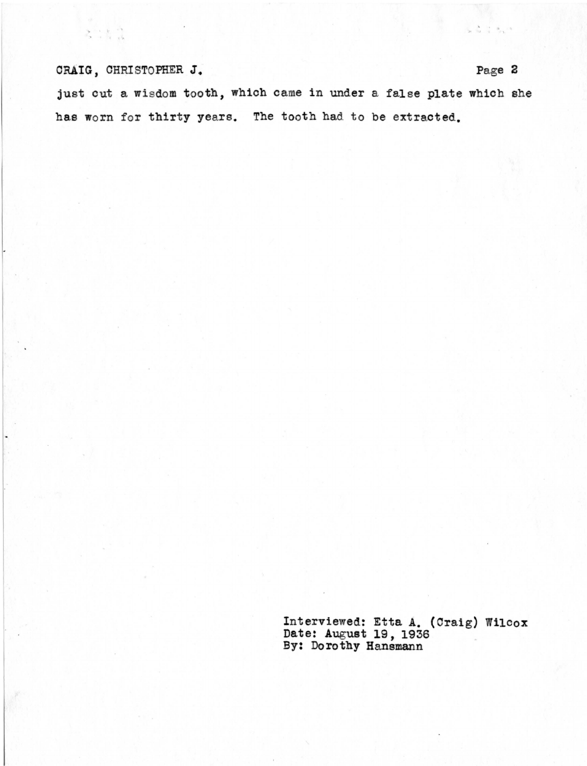just cut a wisdom tooth, which came in under a false plate which she has worn for thirty years. The tooth had to be extracted.

Interviewed: Etta A. (Craig) Wilcox
Date: August 19, 1936
By: Dorothy Hansmann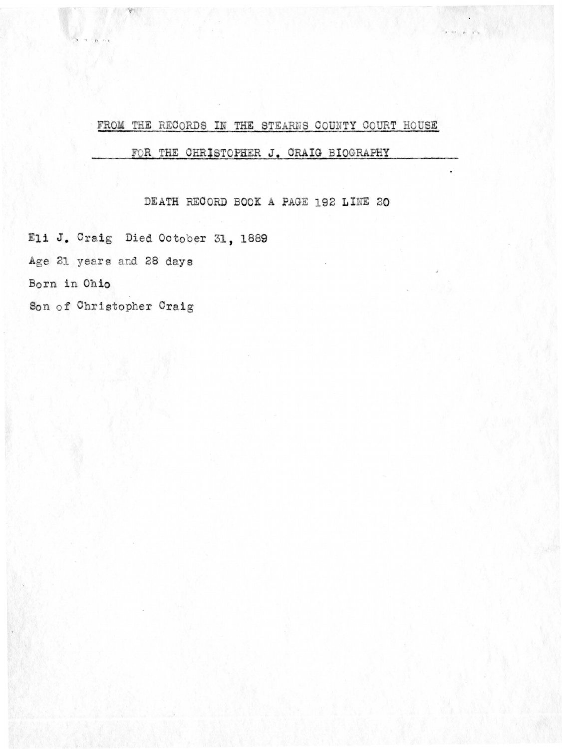## FROM THE RECORDS IN THE STEARNS COUNTY COURT HOUSE

## FOR THE CHRISTOPHER J. CRAIG BIOGRAPHY

### DEATH RECORD BOOK A PAGE 192 LINE 20

Eli J. Craig Died October 31, 1889

Age 21 years and 28 days

Born in Ohio

Son of Christopher Craig